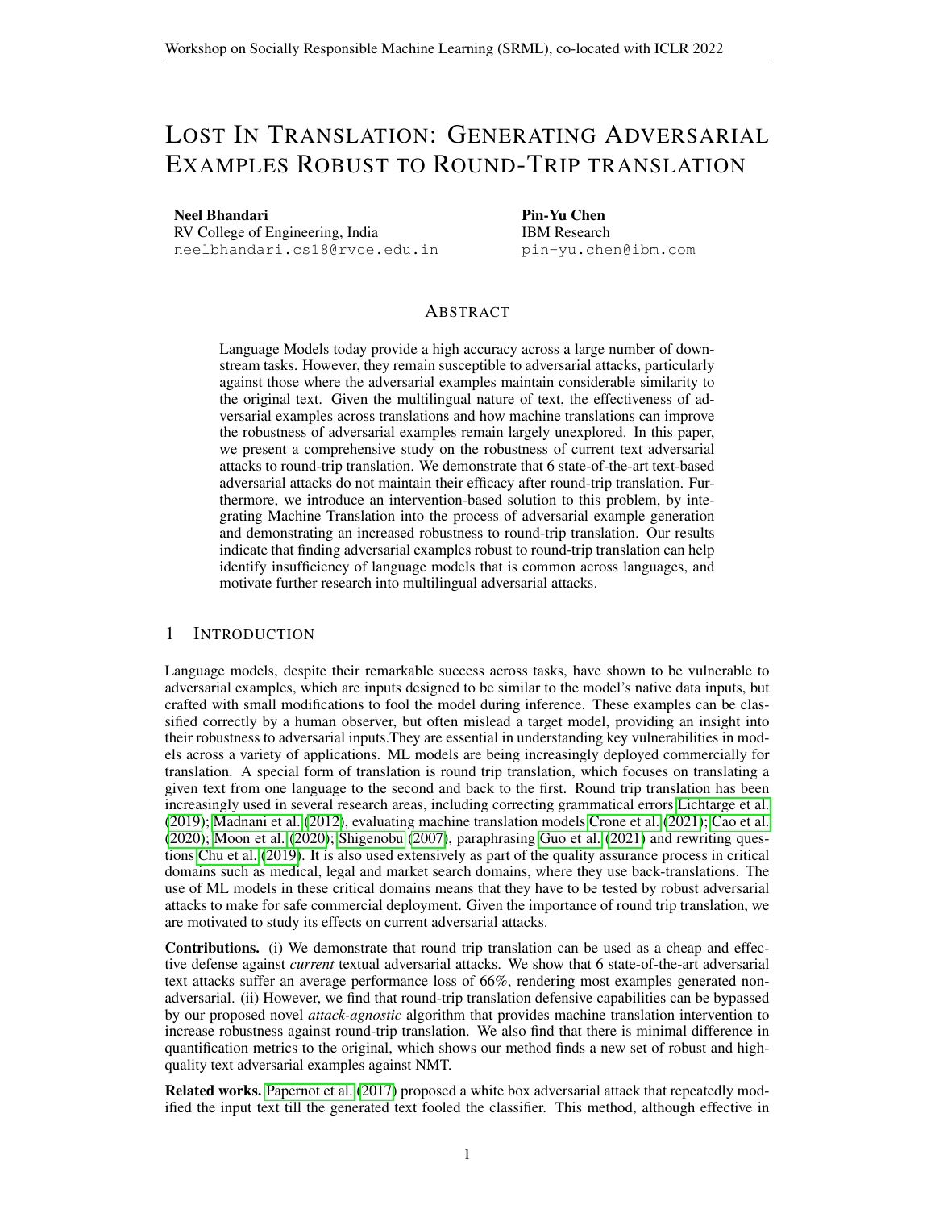# LOST IN TRANSLATION: GENERATING ADVERSARIAL EXAMPLES ROBUST TO ROUND-TRIP TRANSLATION

**Neel Bhandari**
RV College of Engineering, India
neelbhandari.cs18@rvce.edu.in

**Pin-Yu Chen**
IBM Research
pin-yu.chen@ibm.com

## ABSTRACT

Language Models today provide a high accuracy across a large number of downstream tasks. However, they remain susceptible to adversarial attacks, particularly against those where the adversarial examples maintain considerable similarity to the original text. Given the multilingual nature of text, the effectiveness of adversarial examples across translations and how machine translations can improve the robustness of adversarial examples remain largely unexplored. In this paper, we present a comprehensive study on the robustness of current text adversarial attacks to round-trip translation. We demonstrate that 6 state-of-the-art text-based adversarial attacks do not maintain their efficacy after round-trip translation. Furthermore, we introduce an intervention-based solution to this problem, by integrating Machine Translation into the process of adversarial example generation and demonstrating an increased robustness to round-trip translation. Our results indicate that finding adversarial examples robust to round-trip translation can help identify insufficiency of language models that is common across languages, and motivate further research into multilingual adversarial attacks.

## 1 INTRODUCTION

Language models, despite their remarkable success across tasks, have shown to be vulnerable to adversarial examples, which are inputs designed to be similar to the model's native data inputs, but crafted with small modifications to fool the model during inference. These examples can be classified correctly by a human observer, but often mislead a target model, providing an insight into their robustness to adversarial inputs.They are essential in understanding key vulnerabilities in models across a variety of applications. ML models are being increasingly deployed commercially for translation. A special form of translation is round trip translation, which focuses on translating a given text from one language to the second and back to the first. Round trip translation has been increasingly used in several research areas, including correcting grammatical errors Lichtarge et al. (2019); Madnani et al. (2012), evaluating machine translation models Crone et al. (2021); Cao et al. (2020); Moon et al. (2020); Shigenobu (2007), paraphrasing Guo et al. (2021) and rewriting questions Chu et al. (2019). It is also used extensively as part of the quality assurance process in critical domains such as medical, legal and market search domains, where they use back-translations. The use of ML models in these critical domains means that they have to be tested by robust adversarial attacks to make for safe commercial deployment. Given the importance of round trip translation, we are motivated to study its effects on current adversarial attacks.

**Contributions.** (i) We demonstrate that round trip translation can be used as a cheap and effective defense against *current* textual adversarial attacks. We show that 6 state-of-the-art adversarial text attacks suffer an average performance loss of 66%, rendering most examples generated non-adversarial. (ii) However, we find that round-trip translation defensive capabilities can be bypassed by our proposed novel *attack-agnostic* algorithm that provides machine translation intervention to increase robustness against round-trip translation. We also find that there is minimal difference in quantification metrics to the original, which shows our method finds a new set of robust and high-quality text adversarial examples against NMT.

**Related works.** Papernot et al. (2017) proposed a white box adversarial attack that repeatedly modified the input text till the generated text fooled the classifier. This method, although effective in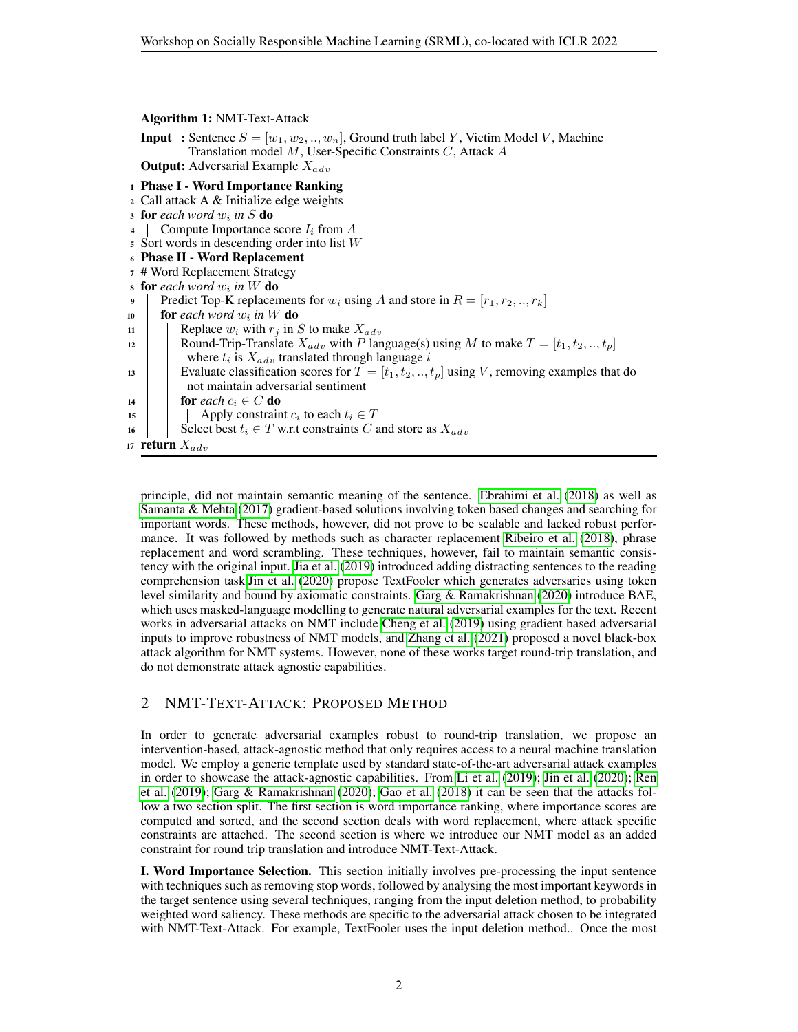**Algorithm 1:** NMT-Text-Attack

**Input :** Sentence $S = [w_1, w_2, .., w_n]$, Ground truth label $Y$, Victim Model $V$, Machine Translation model $M$, User-Specific Constraints $C$, Attack $A$

**Output:** Adversarial Example $X_{adv}$

```
1  Phase I - Word Importance Ranking
2  Call attack A & Initialize edge weights
3  for each word w_i in S do
4  |  Compute Importance score I_i from A
5  Sort words in descending order into list W
6  Phase II - Word Replacement
7  # Word Replacement Strategy
8  for each word w_i in W do
9  |  Predict Top-K replacements for w_i using A and store in R = [r_1, r_2, .., r_k]
10 |  for each word w_i in W do
11 |  |  Replace w_i with r_j in S to make X_adv
12 |  |  Round-Trip-Translate X_adv with P language(s) using M to make T = [t_1, t_2, .., t_p]
   |  |    where t_i is X_adv translated through language i
13 |  |  Evaluate classification scores for T = [t_1, t_2, .., t_p] using V, removing examples that do
   |  |    not maintain adversarial sentiment
14 |  |  for each c_i ∈ C do
15 |  |  |  Apply constraint c_i to each t_i ∈ T
16 |  |  Select best t_i ∈ T w.r.t constraints C and store as X_adv
17 return X_adv
```

principle, did not maintain semantic meaning of the sentence. Ebrahimi et al. (2018) as well as Samanta & Mehta (2017) gradient-based solutions involving token based changes and searching for important words. These methods, however, did not prove to be scalable and lacked robust performance. It was followed by methods such as character replacement Ribeiro et al. (2018), phrase replacement and word scrambling. These techniques, however, fail to maintain semantic consistency with the original input. Jia et al. (2019) introduced adding distracting sentences to the reading comprehension task Jin et al. (2020) propose TextFooler which generates adversaries using token level similarity and bound by axiomatic constraints. Garg & Ramakrishnan (2020) introduce BAE, which uses masked-language modelling to generate natural adversarial examples for the text. Recent works in adversarial attacks on NMT include Cheng et al. (2019) using gradient based adversarial inputs to improve robustness of NMT models, and Zhang et al. (2021) proposed a novel black-box attack algorithm for NMT systems. However, none of these works target round-trip translation, and do not demonstrate attack agnostic capabilities.

## 2 NMT-Text-Attack: Proposed Method

In order to generate adversarial examples robust to round-trip translation, we propose an intervention-based, attack-agnostic method that only requires access to a neural machine translation model. We employ a generic template used by standard state-of-the-art adversarial attack examples in order to showcase the attack-agnostic capabilities. From Li et al. (2019); Jin et al. (2020); Ren et al. (2019); Garg & Ramakrishnan (2020); Gao et al. (2018) it can be seen that the attacks follow a two section split. The first section is word importance ranking, where importance scores are computed and sorted, and the second section deals with word replacement, where attack specific constraints are attached. The second section is where we introduce our NMT model as an added constraint for round trip translation and introduce NMT-Text-Attack.

**I. Word Importance Selection.** This section initially involves pre-processing the input sentence with techniques such as removing stop words, followed by analysing the most important keywords in the target sentence using several techniques, ranging from the input deletion method, to probability weighted word saliency. These methods are specific to the adversarial attack chosen to be integrated with NMT-Text-Attack. For example, TextFooler uses the input deletion method.. Once the most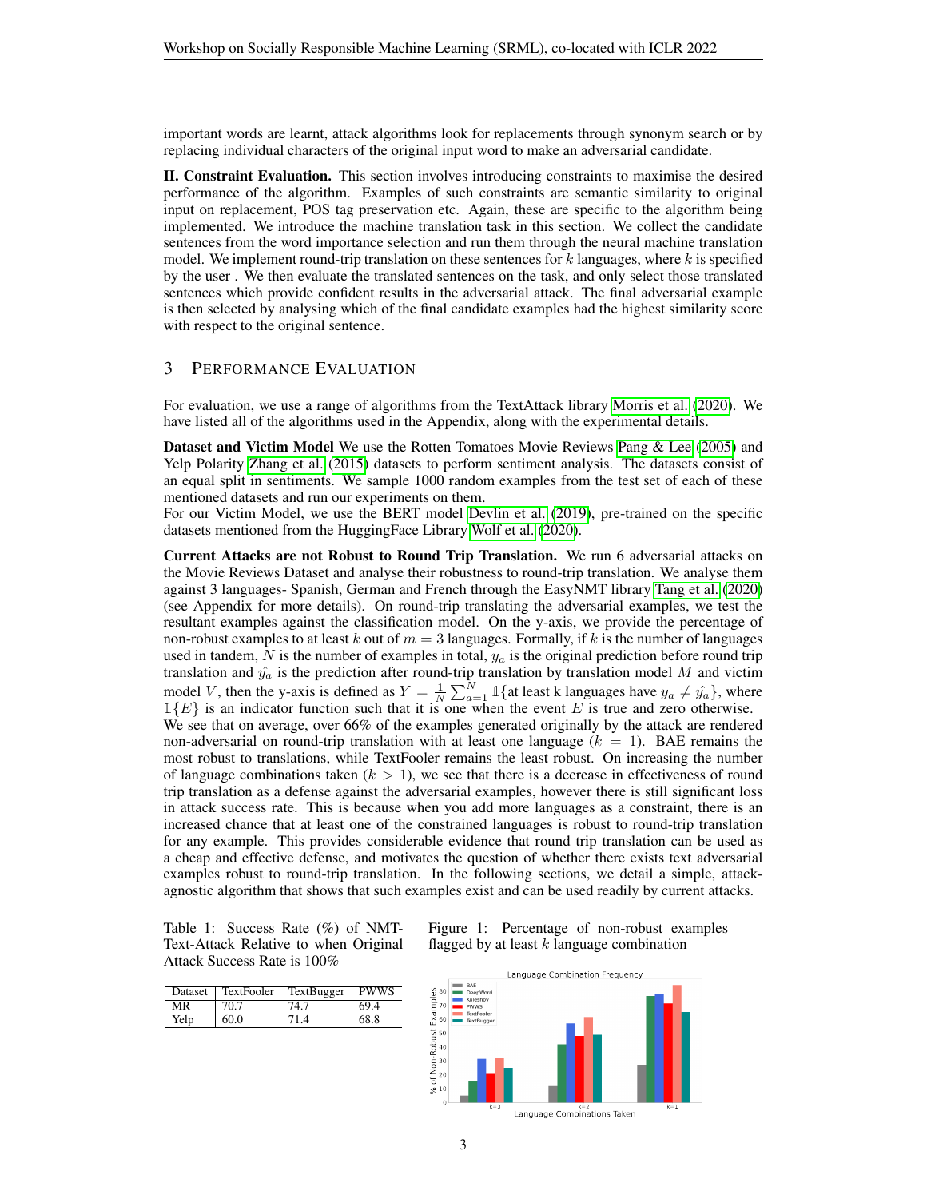important words are learnt, attack algorithms look for replacements through synonym search or by replacing individual characters of the original input word to make an adversarial candidate.

**II. Constraint Evaluation.** This section involves introducing constraints to maximise the desired performance of the algorithm. Examples of such constraints are semantic similarity to original input on replacement, POS tag preservation etc. Again, these are specific to the algorithm being implemented. We introduce the machine translation task in this section. We collect the candidate sentences from the word importance selection and run them through the neural machine translation model. We implement round-trip translation on these sentences for $k$ languages, where $k$ is specified by the user . We then evaluate the translated sentences on the task, and only select those translated sentences which provide confident results in the adversarial attack. The final adversarial example is then selected by analysing which of the final candidate examples had the highest similarity score with respect to the original sentence.

## 3 Performance Evaluation

For evaluation, we use a range of algorithms from the TextAttack library Morris et al. (2020). We have listed all of the algorithms used in the Appendix, along with the experimental details.

**Dataset and Victim Model** We use the Rotten Tomatoes Movie Reviews Pang & Lee (2005) and Yelp Polarity Zhang et al. (2015) datasets to perform sentiment analysis. The datasets consist of an equal split in sentiments. We sample 1000 random examples from the test set of each of these mentioned datasets and run our experiments on them.
For our Victim Model, we use the BERT model Devlin et al. (2019), pre-trained on the specific datasets mentioned from the HuggingFace Library Wolf et al. (2020).

**Current Attacks are not Robust to Round Trip Translation.** We run 6 adversarial attacks on the Movie Reviews Dataset and analyse their robustness to round-trip translation. We analyse them against 3 languages- Spanish, German and French through the EasyNMT library Tang et al. (2020) (see Appendix for more details). On round-trip translating the adversarial examples, we test the resultant examples against the classification model. On the y-axis, we provide the percentage of non-robust examples to at least $k$ out of $m = 3$ languages. Formally, if $k$ is the number of languages used in tandem, $N$ is the number of examples in total, $y_a$ is the original prediction before round trip translation and $\hat{y_a}$ is the prediction after round-trip translation by translation model $M$ and victim model $V$, then the y-axis is defined as $Y = \frac{1}{N}\sum_{a=1}^{N} \mathbb{1}\{\text{at least k languages have } y_a \neq \hat{y_a}\}$, where $\mathbb{1}\{E\}$ is an indicator function such that it is one when the event $E$ is true and zero otherwise.
We see that on average, over 66% of the examples generated originally by the attack are rendered non-adversarial on round-trip translation with at least one language ($k = 1$). BAE remains the most robust to translations, while TextFooler remains the least robust. On increasing the number of language combinations taken ($k > 1$), we see that there is a decrease in effectiveness of round trip translation as a defense against the adversarial examples, however there is still significant loss in attack success rate. This is because when you add more languages as a constraint, there is an increased chance that at least one of the constrained languages is robust to round-trip translation for any example. This provides considerable evidence that round trip translation can be used as a cheap and effective defense, and motivates the question of whether there exists text adversarial examples robust to round-trip translation. In the following sections, we detail a simple, attack-agnostic algorithm that shows that such examples exist and can be used readily by current attacks.

Table 1: Success Rate (%) of NMT-Text-Attack Relative to when Original Attack Success Rate is 100%

| Dataset | TextFooler | TextBugger | PWWS |
|---|---|---|---|
| MR | 70.7 | 74.7 | 69.4 |
| Yelp | 60.0 | 71.4 | 68.8 |

Figure 1: Percentage of non-robust examples flagged by at least $k$ language combination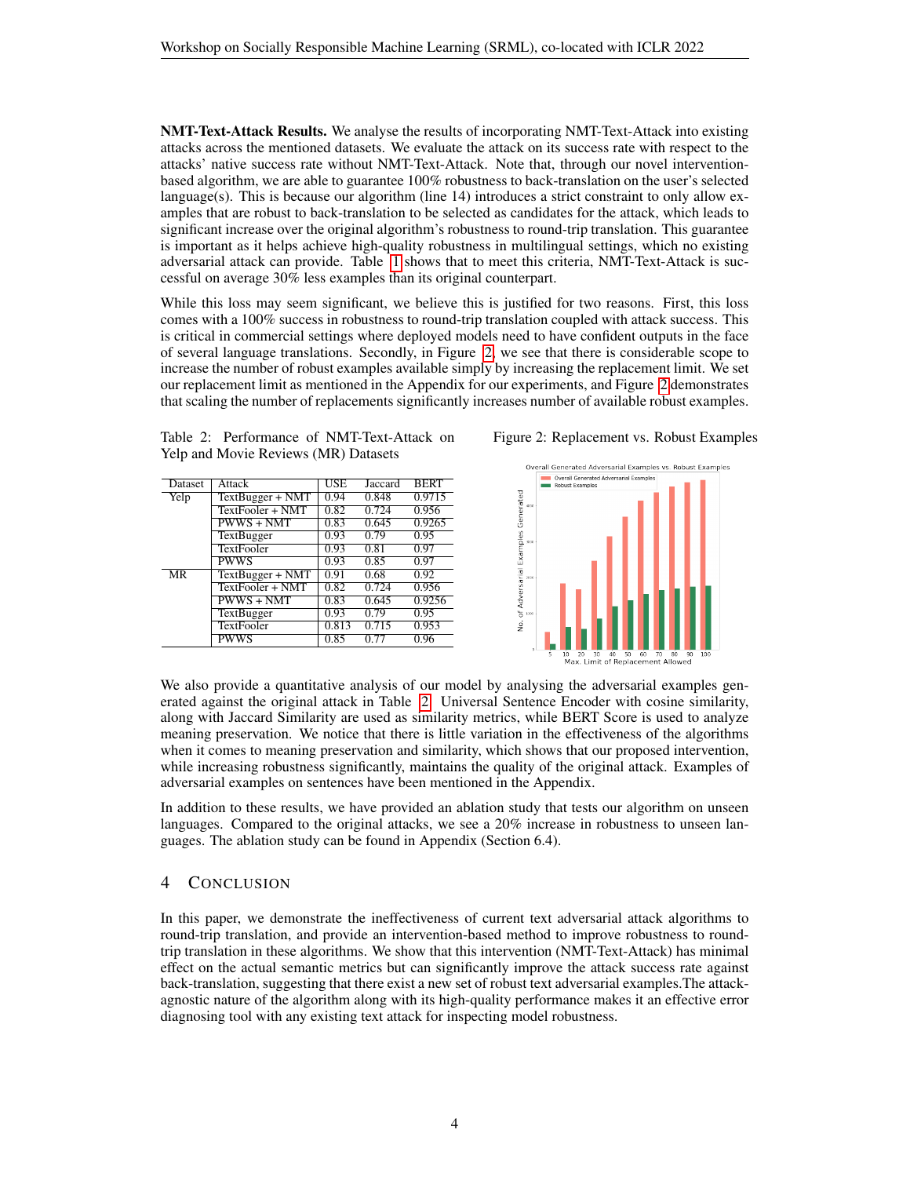**NMT-Text-Attack Results.** We analyse the results of incorporating NMT-Text-Attack into existing attacks across the mentioned datasets. We evaluate the attack on its success rate with respect to the attacks' native success rate without NMT-Text-Attack. Note that, through our novel intervention-based algorithm, we are able to guarantee 100% robustness to back-translation on the user's selected language(s). This is because our algorithm (line 14) introduces a strict constraint to only allow examples that are robust to back-translation to be selected as candidates for the attack, which leads to significant increase over the original algorithm's robustness to round-trip translation. This guarantee is important as it helps achieve high-quality robustness in multilingual settings, which no existing adversarial attack can provide. Table 1 shows that to meet this criteria, NMT-Text-Attack is successful on average 30% less examples than its original counterpart.

While this loss may seem significant, we believe this is justified for two reasons. First, this loss comes with a 100% success in robustness to round-trip translation coupled with attack success. This is critical in commercial settings where deployed models need to have confident outputs in the face of several language translations. Secondly, in Figure 2, we see that there is considerable scope to increase the number of robust examples available simply by increasing the replacement limit. We set our replacement limit as mentioned in the Appendix for our experiments, and Figure 2 demonstrates that scaling the number of replacements significantly increases number of available robust examples.

Table 2: Performance of NMT-Text-Attack on Yelp and Movie Reviews (MR) Datasets

| Dataset | Attack | USE | Jaccard | BERT |
|---|---|---|---|---|
| Yelp | TextBugger + NMT | 0.94 | 0.848 | 0.9715 |
| | TextFooler + NMT | 0.82 | 0.724 | 0.956 |
| | PWWS + NMT | 0.83 | 0.645 | 0.9265 |
| | TextBugger | 0.93 | 0.79 | 0.95 |
| | TextFooler | 0.93 | 0.81 | 0.97 |
| | PWWS | 0.93 | 0.85 | 0.97 |
| MR | TextBugger + NMT | 0.91 | 0.68 | 0.92 |
| | TextFooler + NMT | 0.82 | 0.724 | 0.956 |
| | PWWS + NMT | 0.83 | 0.645 | 0.9256 |
| | TextBugger | 0.93 | 0.79 | 0.95 |
| | TextFooler | 0.813 | 0.715 | 0.953 |
| | PWWS | 0.85 | 0.77 | 0.96 |

Figure 2: Replacement vs. Robust Examples

We also provide a quantitative analysis of our model by analysing the adversarial examples generated against the original attack in Table 2. Universal Sentence Encoder with cosine similarity, along with Jaccard Similarity are used as similarity metrics, while BERT Score is used to analyze meaning preservation. We notice that there is little variation in the effectiveness of the algorithms when it comes to meaning preservation and similarity, which shows that our proposed intervention, while increasing robustness significantly, maintains the quality of the original attack. Examples of adversarial examples on sentences have been mentioned in the Appendix.

In addition to these results, we have provided an ablation study that tests our algorithm on unseen languages. Compared to the original attacks, we see a 20% increase in robustness to unseen languages. The ablation study can be found in Appendix (Section 6.4).

## 4 Conclusion

In this paper, we demonstrate the ineffectiveness of current text adversarial attack algorithms to round-trip translation, and provide an intervention-based method to improve robustness to round-trip translation in these algorithms. We show that this intervention (NMT-Text-Attack) has minimal effect on the actual semantic metrics but can significantly improve the attack success rate against back-translation, suggesting that there exist a new set of robust text adversarial examples.The attack-agnostic nature of the algorithm along with its high-quality performance makes it an effective error diagnosing tool with any existing text attack for inspecting model robustness.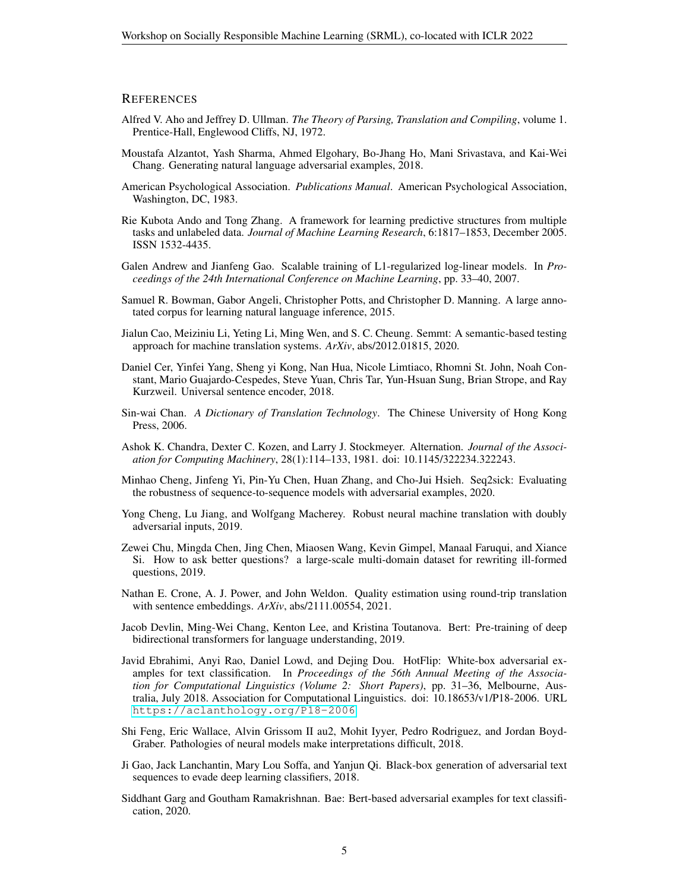## REFERENCES

Alfred V. Aho and Jeffrey D. Ullman. *The Theory of Parsing, Translation and Compiling*, volume 1. Prentice-Hall, Englewood Cliffs, NJ, 1972.

Moustafa Alzantot, Yash Sharma, Ahmed Elgohary, Bo-Jhang Ho, Mani Srivastava, and Kai-Wei Chang. Generating natural language adversarial examples, 2018.

American Psychological Association. *Publications Manual*. American Psychological Association, Washington, DC, 1983.

Rie Kubota Ando and Tong Zhang. A framework for learning predictive structures from multiple tasks and unlabeled data. *Journal of Machine Learning Research*, 6:1817–1853, December 2005. ISSN 1532-4435.

Galen Andrew and Jianfeng Gao. Scalable training of L1-regularized log-linear models. In *Proceedings of the 24th International Conference on Machine Learning*, pp. 33–40, 2007.

Samuel R. Bowman, Gabor Angeli, Christopher Potts, and Christopher D. Manning. A large annotated corpus for learning natural language inference, 2015.

Jialun Cao, Meiziniu Li, Yeting Li, Ming Wen, and S. C. Cheung. Semmt: A semantic-based testing approach for machine translation systems. *ArXiv*, abs/2012.01815, 2020.

Daniel Cer, Yinfei Yang, Sheng yi Kong, Nan Hua, Nicole Limtiaco, Rhomni St. John, Noah Constant, Mario Guajardo-Cespedes, Steve Yuan, Chris Tar, Yun-Hsuan Sung, Brian Strope, and Ray Kurzweil. Universal sentence encoder, 2018.

Sin-wai Chan. *A Dictionary of Translation Technology*. The Chinese University of Hong Kong Press, 2006.

Ashok K. Chandra, Dexter C. Kozen, and Larry J. Stockmeyer. Alternation. *Journal of the Association for Computing Machinery*, 28(1):114–133, 1981. doi: 10.1145/322234.322243.

Minhao Cheng, Jinfeng Yi, Pin-Yu Chen, Huan Zhang, and Cho-Jui Hsieh. Seq2sick: Evaluating the robustness of sequence-to-sequence models with adversarial examples, 2020.

Yong Cheng, Lu Jiang, and Wolfgang Macherey. Robust neural machine translation with doubly adversarial inputs, 2019.

Zewei Chu, Mingda Chen, Jing Chen, Miaosen Wang, Kevin Gimpel, Manaal Faruqui, and Xiance Si. How to ask better questions? a large-scale multi-domain dataset for rewriting ill-formed questions, 2019.

Nathan E. Crone, A. J. Power, and John Weldon. Quality estimation using round-trip translation with sentence embeddings. *ArXiv*, abs/2111.00554, 2021.

Jacob Devlin, Ming-Wei Chang, Kenton Lee, and Kristina Toutanova. Bert: Pre-training of deep bidirectional transformers for language understanding, 2019.

Javid Ebrahimi, Anyi Rao, Daniel Lowd, and Dejing Dou. HotFlip: White-box adversarial examples for text classification. In *Proceedings of the 56th Annual Meeting of the Association for Computational Linguistics (Volume 2: Short Papers)*, pp. 31–36, Melbourne, Australia, July 2018. Association for Computational Linguistics. doi: 10.18653/v1/P18-2006. URL https://aclanthology.org/P18-2006.

Shi Feng, Eric Wallace, Alvin Grissom II au2, Mohit Iyyer, Pedro Rodriguez, and Jordan Boyd-Graber. Pathologies of neural models make interpretations difficult, 2018.

Ji Gao, Jack Lanchantin, Mary Lou Soffa, and Yanjun Qi. Black-box generation of adversarial text sequences to evade deep learning classifiers, 2018.

Siddhant Garg and Goutham Ramakrishnan. Bae: Bert-based adversarial examples for text classification, 2020.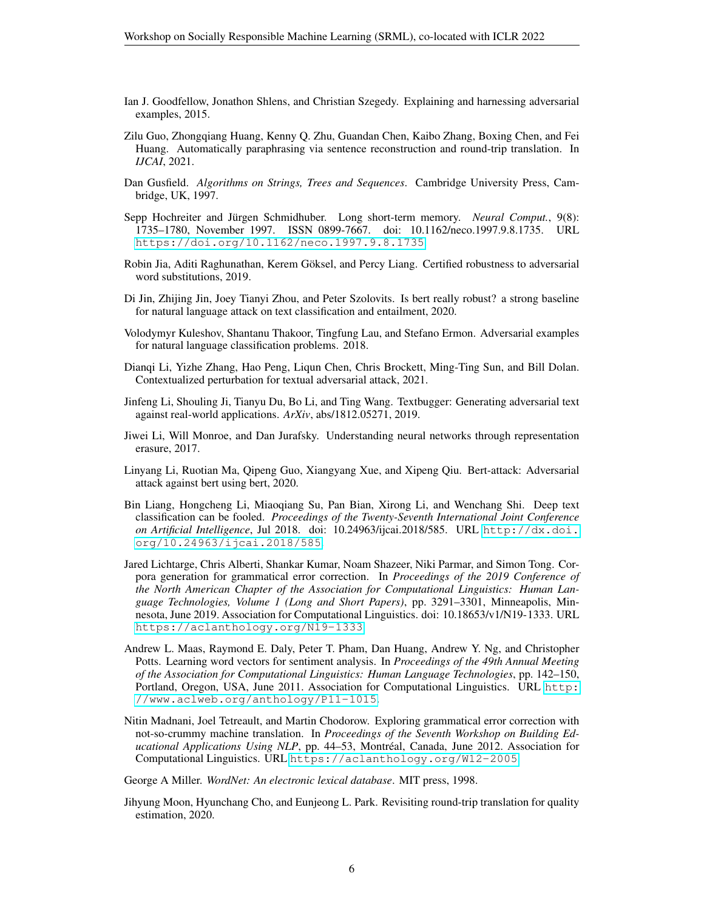Ian J. Goodfellow, Jonathon Shlens, and Christian Szegedy. Explaining and harnessing adversarial examples, 2015.

Zilu Guo, Zhongqiang Huang, Kenny Q. Zhu, Guandan Chen, Kaibo Zhang, Boxing Chen, and Fei Huang. Automatically paraphrasing via sentence reconstruction and round-trip translation. In *IJCAI*, 2021.

Dan Gusfield. *Algorithms on Strings, Trees and Sequences*. Cambridge University Press, Cambridge, UK, 1997.

Sepp Hochreiter and Jürgen Schmidhuber. Long short-term memory. *Neural Comput.*, 9(8): 1735–1780, November 1997. ISSN 0899-7667. doi: 10.1162/neco.1997.9.8.1735. URL https://doi.org/10.1162/neco.1997.9.8.1735.

Robin Jia, Aditi Raghunathan, Kerem Göksel, and Percy Liang. Certified robustness to adversarial word substitutions, 2019.

Di Jin, Zhijing Jin, Joey Tianyi Zhou, and Peter Szolovits. Is bert really robust? a strong baseline for natural language attack on text classification and entailment, 2020.

Volodymyr Kuleshov, Shantanu Thakoor, Tingfung Lau, and Stefano Ermon. Adversarial examples for natural language classification problems. 2018.

Dianqi Li, Yizhe Zhang, Hao Peng, Liqun Chen, Chris Brockett, Ming-Ting Sun, and Bill Dolan. Contextualized perturbation for textual adversarial attack, 2021.

Jinfeng Li, Shouling Ji, Tianyu Du, Bo Li, and Ting Wang. Textbugger: Generating adversarial text against real-world applications. *ArXiv*, abs/1812.05271, 2019.

Jiwei Li, Will Monroe, and Dan Jurafsky. Understanding neural networks through representation erasure, 2017.

Linyang Li, Ruotian Ma, Qipeng Guo, Xiangyang Xue, and Xipeng Qiu. Bert-attack: Adversarial attack against bert using bert, 2020.

Bin Liang, Hongcheng Li, Miaoqiang Su, Pan Bian, Xirong Li, and Wenchang Shi. Deep text classification can be fooled. *Proceedings of the Twenty-Seventh International Joint Conference on Artificial Intelligence*, Jul 2018. doi: 10.24963/ijcai.2018/585. URL http://dx.doi.org/10.24963/ijcai.2018/585.

Jared Lichtarge, Chris Alberti, Shankar Kumar, Noam Shazeer, Niki Parmar, and Simon Tong. Corpora generation for grammatical error correction. In *Proceedings of the 2019 Conference of the North American Chapter of the Association for Computational Linguistics: Human Language Technologies, Volume 1 (Long and Short Papers)*, pp. 3291–3301, Minneapolis, Minnesota, June 2019. Association for Computational Linguistics. doi: 10.18653/v1/N19-1333. URL https://aclanthology.org/N19-1333.

Andrew L. Maas, Raymond E. Daly, Peter T. Pham, Dan Huang, Andrew Y. Ng, and Christopher Potts. Learning word vectors for sentiment analysis. In *Proceedings of the 49th Annual Meeting of the Association for Computational Linguistics: Human Language Technologies*, pp. 142–150, Portland, Oregon, USA, June 2011. Association for Computational Linguistics. URL http://www.aclweb.org/anthology/P11-1015.

Nitin Madnani, Joel Tetreault, and Martin Chodorow. Exploring grammatical error correction with not-so-crummy machine translation. In *Proceedings of the Seventh Workshop on Building Educational Applications Using NLP*, pp. 44–53, Montréal, Canada, June 2012. Association for Computational Linguistics. URL https://aclanthology.org/W12-2005.

George A Miller. *WordNet: An electronic lexical database*. MIT press, 1998.

Jihyung Moon, Hyunchang Cho, and Eunjeong L. Park. Revisiting round-trip translation for quality estimation, 2020.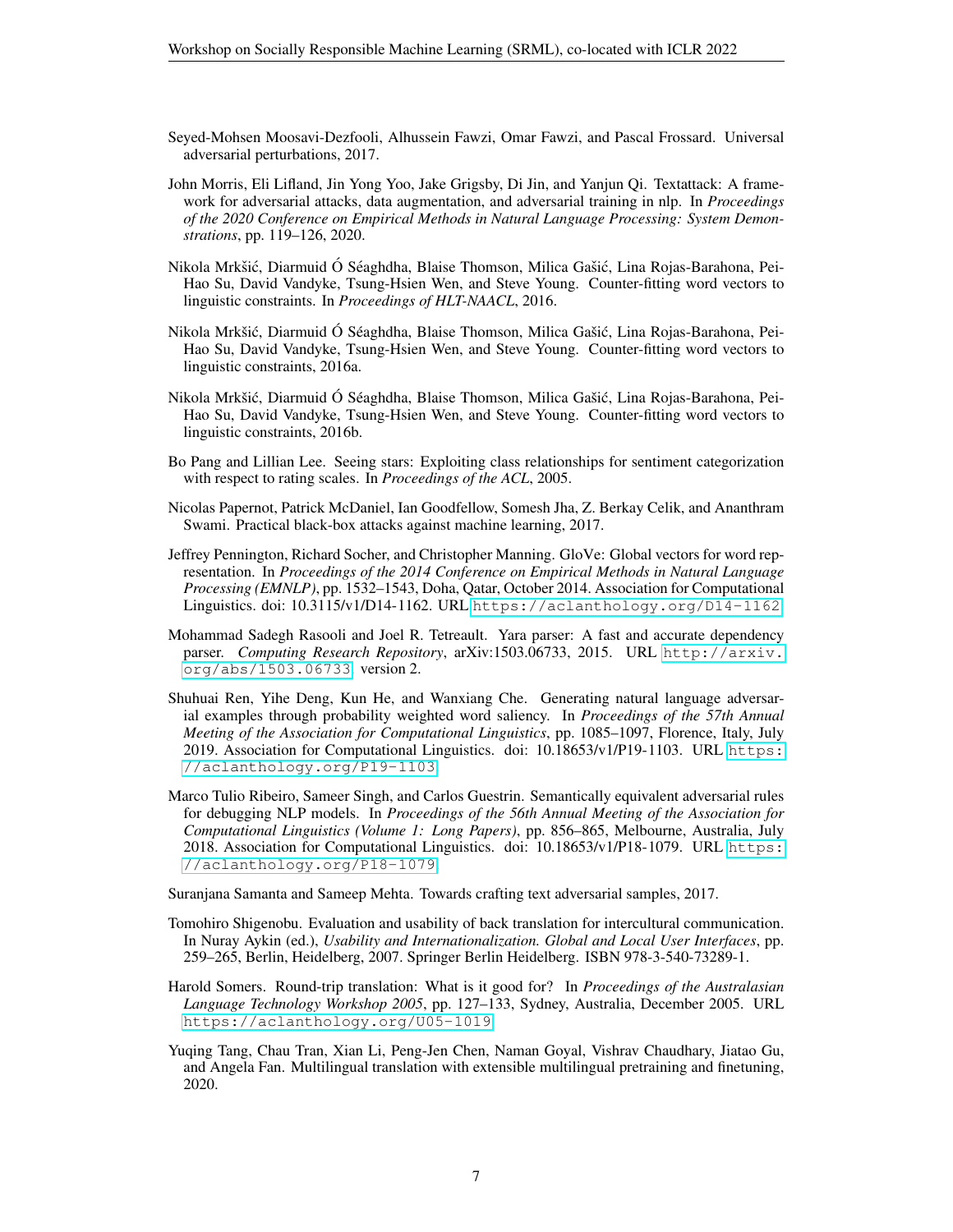Seyed-Mohsen Moosavi-Dezfooli, Alhussein Fawzi, Omar Fawzi, and Pascal Frossard. Universal adversarial perturbations, 2017.

John Morris, Eli Lifland, Jin Yong Yoo, Jake Grigsby, Di Jin, and Yanjun Qi. Textattack: A framework for adversarial attacks, data augmentation, and adversarial training in nlp. In *Proceedings of the 2020 Conference on Empirical Methods in Natural Language Processing: System Demonstrations*, pp. 119–126, 2020.

Nikola Mrkšić, Diarmuid Ó Séaghdha, Blaise Thomson, Milica Gašić, Lina Rojas-Barahona, Pei-Hao Su, David Vandyke, Tsung-Hsien Wen, and Steve Young. Counter-fitting word vectors to linguistic constraints. In *Proceedings of HLT-NAACL*, 2016.

Nikola Mrkšić, Diarmuid Ó Séaghdha, Blaise Thomson, Milica Gašić, Lina Rojas-Barahona, Pei-Hao Su, David Vandyke, Tsung-Hsien Wen, and Steve Young. Counter-fitting word vectors to linguistic constraints, 2016a.

Nikola Mrkšić, Diarmuid Ó Séaghdha, Blaise Thomson, Milica Gašić, Lina Rojas-Barahona, Pei-Hao Su, David Vandyke, Tsung-Hsien Wen, and Steve Young. Counter-fitting word vectors to linguistic constraints, 2016b.

Bo Pang and Lillian Lee. Seeing stars: Exploiting class relationships for sentiment categorization with respect to rating scales. In *Proceedings of the ACL*, 2005.

Nicolas Papernot, Patrick McDaniel, Ian Goodfellow, Somesh Jha, Z. Berkay Celik, and Ananthram Swami. Practical black-box attacks against machine learning, 2017.

Jeffrey Pennington, Richard Socher, and Christopher Manning. GloVe: Global vectors for word representation. In *Proceedings of the 2014 Conference on Empirical Methods in Natural Language Processing (EMNLP)*, pp. 1532–1543, Doha, Qatar, October 2014. Association for Computational Linguistics. doi: 10.3115/v1/D14-1162. URL https://aclanthology.org/D14-1162.

Mohammad Sadegh Rasooli and Joel R. Tetreault. Yara parser: A fast and accurate dependency parser. *Computing Research Repository*, arXiv:1503.06733, 2015. URL http://arxiv.org/abs/1503.06733. version 2.

Shuhuai Ren, Yihe Deng, Kun He, and Wanxiang Che. Generating natural language adversarial examples through probability weighted word saliency. In *Proceedings of the 57th Annual Meeting of the Association for Computational Linguistics*, pp. 1085–1097, Florence, Italy, July 2019. Association for Computational Linguistics. doi: 10.18653/v1/P19-1103. URL https://aclanthology.org/P19-1103.

Marco Tulio Ribeiro, Sameer Singh, and Carlos Guestrin. Semantically equivalent adversarial rules for debugging NLP models. In *Proceedings of the 56th Annual Meeting of the Association for Computational Linguistics (Volume 1: Long Papers)*, pp. 856–865, Melbourne, Australia, July 2018. Association for Computational Linguistics. doi: 10.18653/v1/P18-1079. URL https://aclanthology.org/P18-1079.

Suranjana Samanta and Sameep Mehta. Towards crafting text adversarial samples, 2017.

Tomohiro Shigenobu. Evaluation and usability of back translation for intercultural communication. In Nuray Aykin (ed.), *Usability and Internationalization. Global and Local User Interfaces*, pp. 259–265, Berlin, Heidelberg, 2007. Springer Berlin Heidelberg. ISBN 978-3-540-73289-1.

Harold Somers. Round-trip translation: What is it good for? In *Proceedings of the Australasian Language Technology Workshop 2005*, pp. 127–133, Sydney, Australia, December 2005. URL https://aclanthology.org/U05-1019.

Yuqing Tang, Chau Tran, Xian Li, Peng-Jen Chen, Naman Goyal, Vishrav Chaudhary, Jiatao Gu, and Angela Fan. Multilingual translation with extensible multilingual pretraining and finetuning, 2020.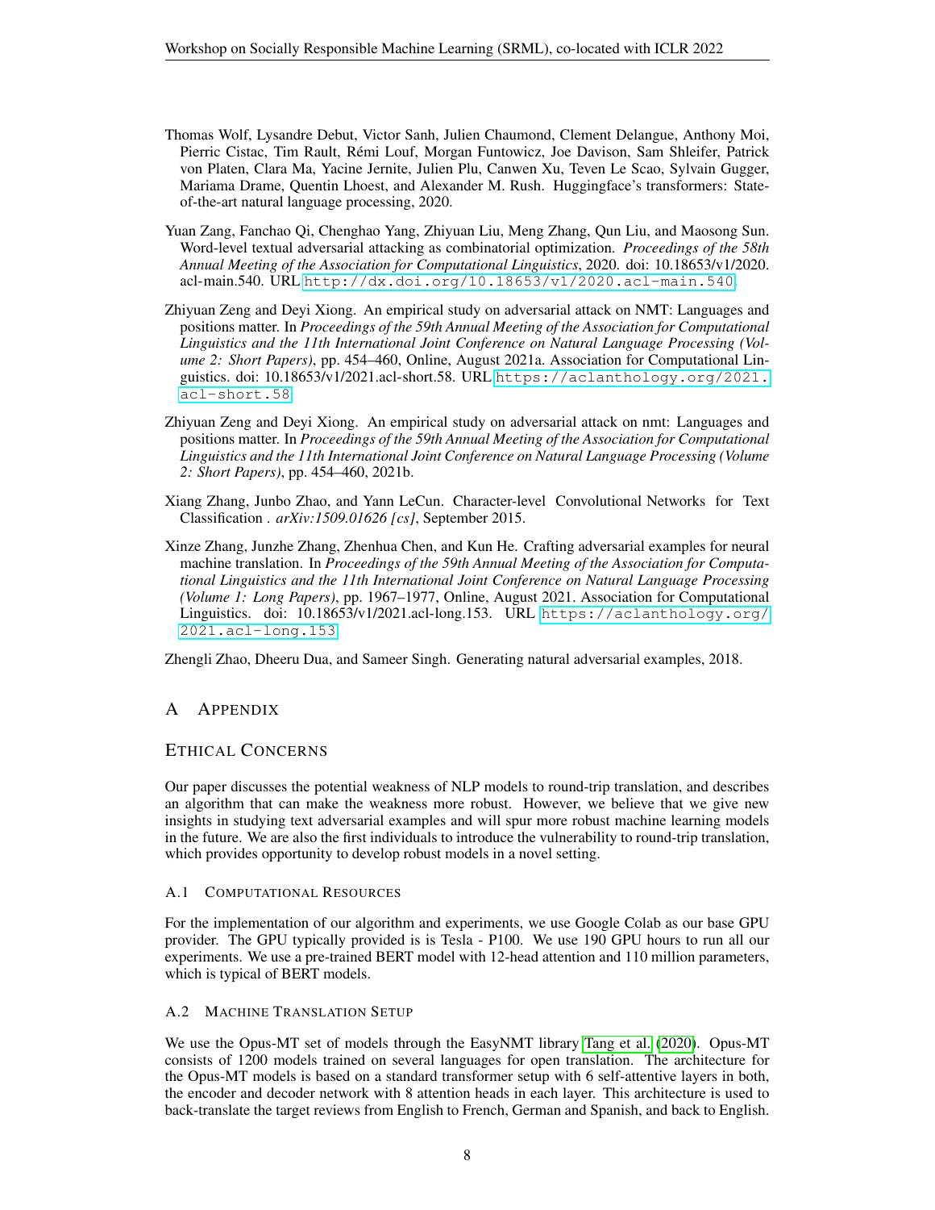Thomas Wolf, Lysandre Debut, Victor Sanh, Julien Chaumond, Clement Delangue, Anthony Moi, Pierric Cistac, Tim Rault, Rémi Louf, Morgan Funtowicz, Joe Davison, Sam Shleifer, Patrick von Platen, Clara Ma, Yacine Jernite, Julien Plu, Canwen Xu, Teven Le Scao, Sylvain Gugger, Mariama Drame, Quentin Lhoest, and Alexander M. Rush. Huggingface's transformers: State-of-the-art natural language processing, 2020.

Yuan Zang, Fanchao Qi, Chenghao Yang, Zhiyuan Liu, Meng Zhang, Qun Liu, and Maosong Sun. Word-level textual adversarial attacking as combinatorial optimization. *Proceedings of the 58th Annual Meeting of the Association for Computational Linguistics*, 2020. doi: 10.18653/v1/2020.acl-main.540. URL http://dx.doi.org/10.18653/v1/2020.acl-main.540.

Zhiyuan Zeng and Deyi Xiong. An empirical study on adversarial attack on NMT: Languages and positions matter. In *Proceedings of the 59th Annual Meeting of the Association for Computational Linguistics and the 11th International Joint Conference on Natural Language Processing (Volume 2: Short Papers)*, pp. 454–460, Online, August 2021a. Association for Computational Linguistics. doi: 10.18653/v1/2021.acl-short.58. URL https://aclanthology.org/2021.acl-short.58.

Zhiyuan Zeng and Deyi Xiong. An empirical study on adversarial attack on nmt: Languages and positions matter. In *Proceedings of the 59th Annual Meeting of the Association for Computational Linguistics and the 11th International Joint Conference on Natural Language Processing (Volume 2: Short Papers)*, pp. 454–460, 2021b.

Xiang Zhang, Junbo Zhao, and Yann LeCun. Character-level Convolutional Networks for Text Classification . *arXiv:1509.01626 [cs]*, September 2015.

Xinze Zhang, Junzhe Zhang, Zhenhua Chen, and Kun He. Crafting adversarial examples for neural machine translation. In *Proceedings of the 59th Annual Meeting of the Association for Computational Linguistics and the 11th International Joint Conference on Natural Language Processing (Volume 1: Long Papers)*, pp. 1967–1977, Online, August 2021. Association for Computational Linguistics. doi: 10.18653/v1/2021.acl-long.153. URL https://aclanthology.org/2021.acl-long.153.

Zhengli Zhao, Dheeru Dua, and Sameer Singh. Generating natural adversarial examples, 2018.

# A Appendix

## Ethical Concerns

Our paper discusses the potential weakness of NLP models to round-trip translation, and describes an algorithm that can make the weakness more robust. However, we believe that we give new insights in studying text adversarial examples and will spur more robust machine learning models in the future. We are also the first individuals to introduce the vulnerability to round-trip translation, which provides opportunity to develop robust models in a novel setting.

### A.1 Computational Resources

For the implementation of our algorithm and experiments, we use Google Colab as our base GPU provider. The GPU typically provided is Tesla - P100. We use 190 GPU hours to run all our experiments. We use a pre-trained BERT model with 12-head attention and 110 million parameters, which is typical of BERT models.

### A.2 Machine Translation Setup

We use the Opus-MT set of models through the EasyNMT library Tang et al. (2020). Opus-MT consists of 1200 models trained on several languages for open translation. The architecture for the Opus-MT models is based on a standard transformer setup with 6 self-attentive layers in both, the encoder and decoder network with 8 attention heads in each layer. This architecture is used to back-translate the target reviews from English to French, German and Spanish, and back to English.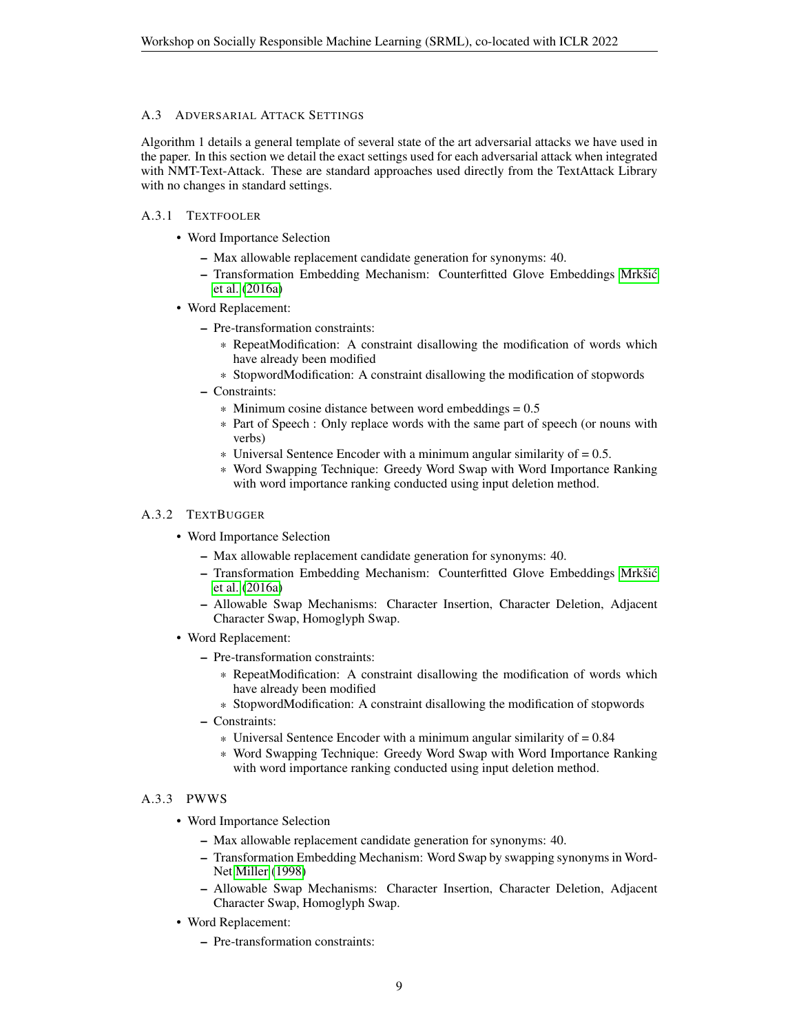### A.3 Adversarial Attack Settings

Algorithm 1 details a general template of several state of the art adversarial attacks we have used in the paper. In this section we detail the exact settings used for each adversarial attack when integrated with NMT-Text-Attack. These are standard approaches used directly from the TextAttack Library with no changes in standard settings.

#### A.3.1 TextFooler

- Word Importance Selection
  - Max allowable replacement candidate generation for synonyms: 40.
  - Transformation Embedding Mechanism: Counterfitted Glove Embeddings Mrkšić et al. (2016a)
- Word Replacement:
  - Pre-transformation constraints:
    - RepeatModification: A constraint disallowing the modification of words which have already been modified
    - StopwordModification: A constraint disallowing the modification of stopwords
  - Constraints:
    - Minimum cosine distance between word embeddings = 0.5
    - Part of Speech : Only replace words with the same part of speech (or nouns with verbs)
    - Universal Sentence Encoder with a minimum angular similarity of = 0.5.
    - Word Swapping Technique: Greedy Word Swap with Word Importance Ranking with word importance ranking conducted using input deletion method.

#### A.3.2 TextBugger

- Word Importance Selection
  - Max allowable replacement candidate generation for synonyms: 40.
  - Transformation Embedding Mechanism: Counterfitted Glove Embeddings Mrkšić et al. (2016a)
  - Allowable Swap Mechanisms: Character Insertion, Character Deletion, Adjacent Character Swap, Homoglyph Swap.
- Word Replacement:
  - Pre-transformation constraints:
    - RepeatModification: A constraint disallowing the modification of words which have already been modified
    - StopwordModification: A constraint disallowing the modification of stopwords
  - Constraints:
    - Universal Sentence Encoder with a minimum angular similarity of = 0.84
    - Word Swapping Technique: Greedy Word Swap with Word Importance Ranking with word importance ranking conducted using input deletion method.

#### A.3.3 PWWS

- Word Importance Selection
  - Max allowable replacement candidate generation for synonyms: 40.
  - Transformation Embedding Mechanism: Word Swap by swapping synonyms in WordNet Miller (1998)
  - Allowable Swap Mechanisms: Character Insertion, Character Deletion, Adjacent Character Swap, Homoglyph Swap.
- Word Replacement:
  - Pre-transformation constraints: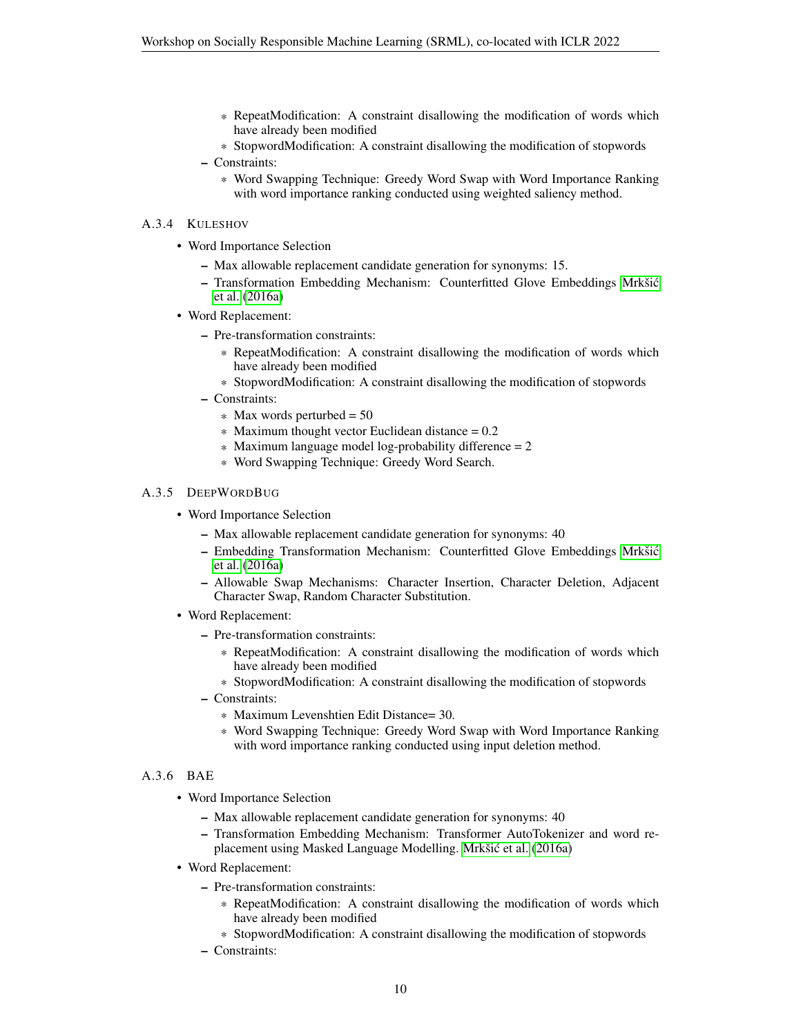* RepeatModification: A constraint disallowing the modification of words which have already been modified
    * StopwordModification: A constraint disallowing the modification of stopwords
  - Constraints:
    * Word Swapping Technique: Greedy Word Swap with Word Importance Ranking with word importance ranking conducted using weighted saliency method.

#### A.3.4 KULESHOV

- Word Importance Selection
  - Max allowable replacement candidate generation for synonyms: 15.
  - Transformation Embedding Mechanism: Counterfitted Glove Embeddings Mrkšić et al. (2016a)
- Word Replacement:
  - Pre-transformation constraints:
    * RepeatModification: A constraint disallowing the modification of words which have already been modified
    * StopwordModification: A constraint disallowing the modification of stopwords
  - Constraints:
    * Max words perturbed = 50
    * Maximum thought vector Euclidean distance = 0.2
    * Maximum language model log-probability difference = 2
    * Word Swapping Technique: Greedy Word Search.

#### A.3.5 DEEPWORDBUG

- Word Importance Selection
  - Max allowable replacement candidate generation for synonyms: 40
  - Embedding Transformation Mechanism: Counterfitted Glove Embeddings Mrkšić et al. (2016a)
  - Allowable Swap Mechanisms: Character Insertion, Character Deletion, Adjacent Character Swap, Random Character Substitution.
- Word Replacement:
  - Pre-transformation constraints:
    * RepeatModification: A constraint disallowing the modification of words which have already been modified
    * StopwordModification: A constraint disallowing the modification of stopwords
  - Constraints:
    * Maximum Levenshtien Edit Distance= 30.
    * Word Swapping Technique: Greedy Word Swap with Word Importance Ranking with word importance ranking conducted using input deletion method.

#### A.3.6 BAE

- Word Importance Selection
  - Max allowable replacement candidate generation for synonyms: 40
  - Transformation Embedding Mechanism: Transformer AutoTokenizer and word replacement using Masked Language Modelling. Mrkšić et al. (2016a)
- Word Replacement:
  - Pre-transformation constraints:
    * RepeatModification: A constraint disallowing the modification of words which have already been modified
    * StopwordModification: A constraint disallowing the modification of stopwords
  - Constraints: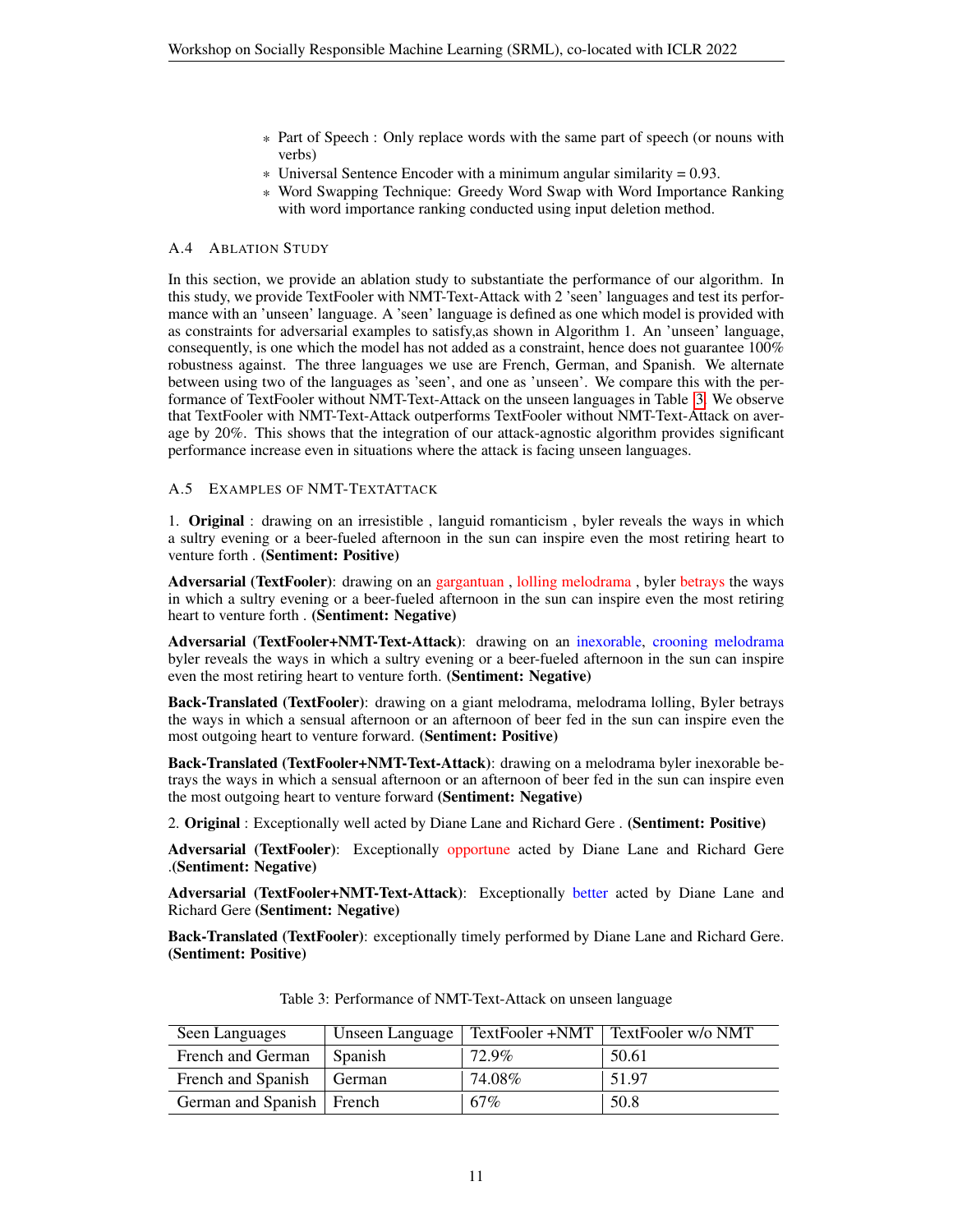- Part of Speech : Only replace words with the same part of speech (or nouns with verbs)
- Universal Sentence Encoder with a minimum angular similarity = 0.93.
- Word Swapping Technique: Greedy Word Swap with Word Importance Ranking with word importance ranking conducted using input deletion method.

### A.4 Ablation Study

In this section, we provide an ablation study to substantiate the performance of our algorithm. In this study, we provide TextFooler with NMT-Text-Attack with 2 'seen' languages and test its performance with an 'unseen' language. A 'seen' language is defined as one which model is provided with as constraints for adversarial examples to satisfy,as shown in Algorithm 1. An 'unseen' language, consequently, is one which the model has not added as a constraint, hence does not guarantee 100% robustness against. The three languages we use are French, German, and Spanish. We alternate between using two of the languages as 'seen', and one as 'unseen'. We compare this with the performance of TextFooler without NMT-Text-Attack on the unseen languages in Table 3. We observe that TextFooler with NMT-Text-Attack outperforms TextFooler without NMT-Text-Attack on average by 20%. This shows that the integration of our attack-agnostic algorithm provides significant performance increase even in situations where the attack is facing unseen languages.

### A.5 Examples of NMT-TextAttack

1. **Original** : drawing on an irresistible , languid romanticism , byler reveals the ways in which a sultry evening or a beer-fueled afternoon in the sun can inspire even the most retiring heart to venture forth . **(Sentiment: Positive)**

**Adversarial (TextFooler)**: drawing on an gargantuan , lolling melodrama , byler betrays the ways in which a sultry evening or a beer-fueled afternoon in the sun can inspire even the most retiring heart to venture forth . **(Sentiment: Negative)**

**Adversarial (TextFooler+NMT-Text-Attack)**: drawing on an inexorable, crooning melodrama byler reveals the ways in which a sultry evening or a beer-fueled afternoon in the sun can inspire even the most retiring heart to venture forth. **(Sentiment: Negative)**

**Back-Translated (TextFooler)**: drawing on a giant melodrama, melodrama lolling, Byler betrays the ways in which a sensual afternoon or an afternoon of beer fed in the sun can inspire even the most outgoing heart to venture forward. **(Sentiment: Positive)**

**Back-Translated (TextFooler+NMT-Text-Attack)**: drawing on a melodrama byler inexorable betrays the ways in which a sensual afternoon or an afternoon of beer fed in the sun can inspire even the most outgoing heart to venture forward **(Sentiment: Negative)**

2. **Original** : Exceptionally well acted by Diane Lane and Richard Gere . **(Sentiment: Positive)**

**Adversarial (TextFooler)**: Exceptionally opportune acted by Diane Lane and Richard Gere .**(Sentiment: Negative)**

**Adversarial (TextFooler+NMT-Text-Attack)**: Exceptionally better acted by Diane Lane and Richard Gere **(Sentiment: Negative)**

**Back-Translated (TextFooler)**: exceptionally timely performed by Diane Lane and Richard Gere. **(Sentiment: Positive)**

Table 3: Performance of NMT-Text-Attack on unseen language

| Seen Languages | Unseen Language | TextFooler +NMT | TextFooler w/o NMT |
|---|---|---|---|
| French and German | Spanish | 72.9% | 50.61 |
| French and Spanish | German | 74.08% | 51.97 |
| German and Spanish | French | 67% | 50.8 |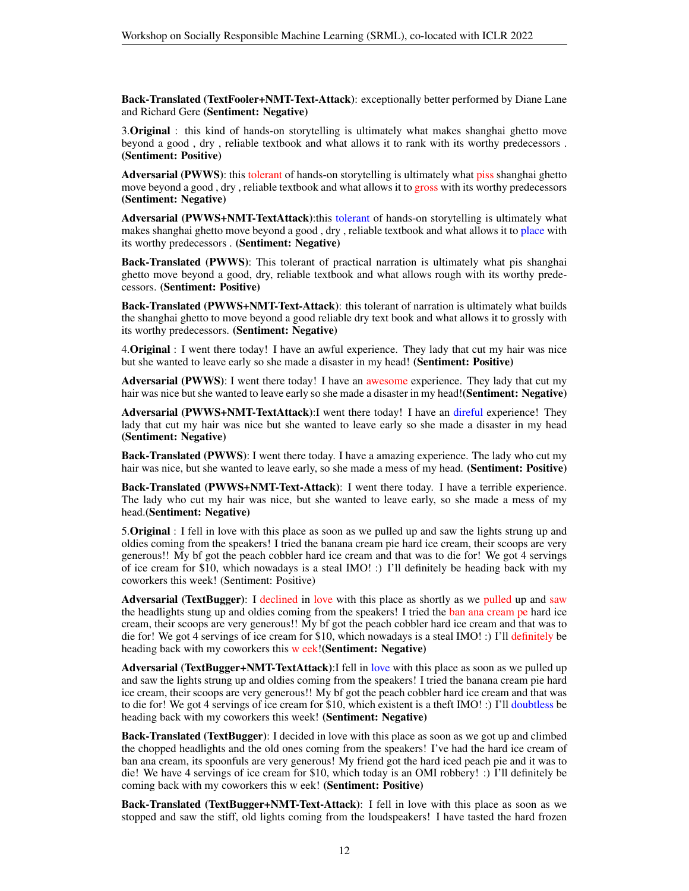**Back-Translated (TextFooler+NMT-Text-Attack)**: exceptionally better performed by Diane Lane and Richard Gere **(Sentiment: Negative)**

3.**Original** : this kind of hands-on storytelling is ultimately what makes shanghai ghetto move beyond a good , dry , reliable textbook and what allows it to rank with its worthy predecessors . **(Sentiment: Positive)**

**Adversarial (PWWS)**: this tolerant of hands-on storytelling is ultimately what piss shanghai ghetto move beyond a good , dry , reliable textbook and what allows it to gross with its worthy predecessors **(Sentiment: Negative)**

**Adversarial (PWWS+NMT-TextAttack)**:this tolerant of hands-on storytelling is ultimately what makes shanghai ghetto move beyond a good , dry , reliable textbook and what allows it to place with its worthy predecessors . **(Sentiment: Negative)**

**Back-Translated (PWWS)**: This tolerant of practical narration is ultimately what pis shanghai ghetto move beyond a good, dry, reliable textbook and what allows rough with its worthy predecessors. **(Sentiment: Positive)**

**Back-Translated (PWWS+NMT-Text-Attack)**: this tolerant of narration is ultimately what builds the shanghai ghetto to move beyond a good reliable dry text book and what allows it to grossly with its worthy predecessors. **(Sentiment: Negative)**

4.**Original** : I went there today! I have an awful experience. They lady that cut my hair was nice but she wanted to leave early so she made a disaster in my head! **(Sentiment: Positive)**

**Adversarial (PWWS)**: I went there today! I have an awesome experience. They lady that cut my hair was nice but she wanted to leave early so she made a disaster in my head!**(Sentiment: Negative)**

**Adversarial (PWWS+NMT-TextAttack)**:I went there today! I have an direful experience! They lady that cut my hair was nice but she wanted to leave early so she made a disaster in my head **(Sentiment: Negative)**

**Back-Translated (PWWS)**: I went there today. I have a amazing experience. The lady who cut my hair was nice, but she wanted to leave early, so she made a mess of my head. **(Sentiment: Positive)**

**Back-Translated (PWWS+NMT-Text-Attack)**: I went there today. I have a terrible experience. The lady who cut my hair was nice, but she wanted to leave early, so she made a mess of my head.**(Sentiment: Negative)**

5.**Original** : I fell in love with this place as soon as we pulled up and saw the lights strung up and oldies coming from the speakers! I tried the banana cream pie hard ice cream, their scoops are very generous!! My bf got the peach cobbler hard ice cream and that was to die for! We got 4 servings of ice cream for $10, which nowadays is a steal IMO! :) I'll definitely be heading back with my coworkers this week! (Sentiment: Positive)

**Adversarial (TextBugger)**: I declined in love with this place as shortly as we pulled up and saw the headlights stung up and oldies coming from the speakers! I tried the ban ana cream pe hard ice cream, their scoops are very generous!! My bf got the peach cobbler hard ice cream and that was to die for! We got 4 servings of ice cream for $10, which nowadays is a steal IMO! :) I'll definitely be heading back with my coworkers this w eek!**(Sentiment: Negative)**

**Adversarial (TextBugger+NMT-TextAttack)**:I fell in love with this place as soon as we pulled up and saw the lights strung up and oldies coming from the speakers! I tried the banana cream pie hard ice cream, their scoops are very generous!! My bf got the peach cobbler hard ice cream and that was to die for! We got 4 servings of ice cream for $10, which existent is a theft IMO! :) I'll doubtless be heading back with my coworkers this week! **(Sentiment: Negative)**

**Back-Translated (TextBugger)**: I decided in love with this place as soon as we got up and climbed the chopped headlights and the old ones coming from the speakers! I've had the hard ice cream of ban ana cream, its spoonfuls are very generous! My friend got the hard iced peach pie and it was to die! We have 4 servings of ice cream for $10, which today is an OMI robbery! :) I'll definitely be coming back with my coworkers this w eek! **(Sentiment: Positive)**

**Back-Translated (TextBugger+NMT-Text-Attack)**: I fell in love with this place as soon as we stopped and saw the stiff, old lights coming from the loudspeakers! I have tasted the hard frozen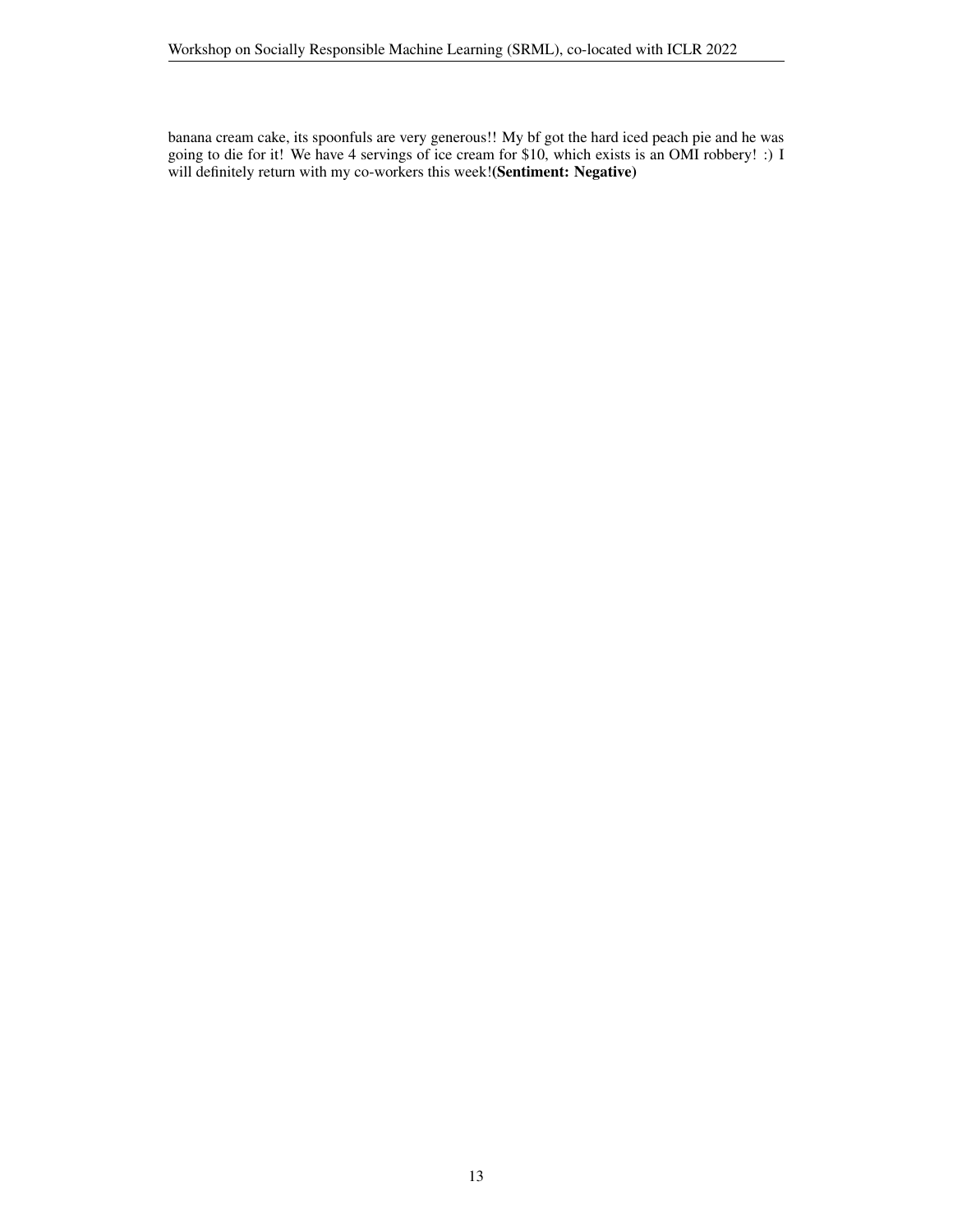banana cream cake, its spoonfuls are very generous!! My bf got the hard iced peach pie and he was going to die for it! We have 4 servings of ice cream for $10, which exists is an OMI robbery! :) I will definitely return with my co-workers this week!**(Sentiment: Negative)**